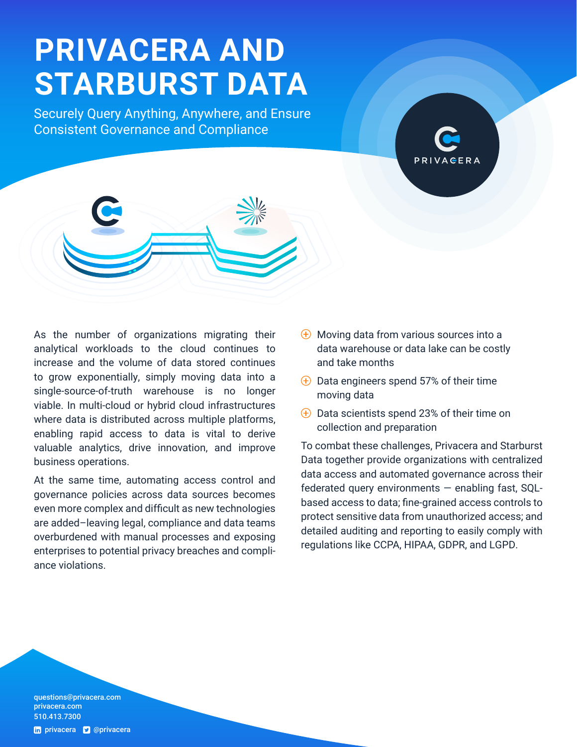# PRIVACERA AND STARBURST DATA

## Securely Query Anything, Anywhere, and Ensure Consistent Governance and Compliance

As the number of organizations migrating their analytical workloads to the cloud continues to increase and the volume of data stored continues to grow exponentially, simply moving data into a single-source-of-truth warehouse is no longer viable. In multi-cloud or hybrid cloud infrastructures where data is distributed across multiple platforms, enabling rapid access to data is vital to derive valuable analytics, drive innovation, and improve business operations.

At the same time, automating access control and governance policies across data sources becomes even more complex and difficult as new technologies are added–leaving legal, compliance and data teams overburdened with manual processes and exposing enterprises to potential privacy breaches and compliance violations.

- Moving data from various sources into a data warehouse or data lake can be costly and take months
- Data engineers spend 57% of their time moving data
- Data scientists spend 23% of their time on collection and preparation

To combat these challenges, Privacera and Starburst Data together provide organizations with centralized data access and automated governance across their federated query environments — enabling fast, SQL-based access to data; fine-grained access controls to protect sensitive data from unauthorized access; and detailed auditing and reporting to easily comply with regulations like CCPA, HIPAA, GDPR, and LGPD.

questions@privacera.com
privacera.com
510.413.7300

privacera @privacera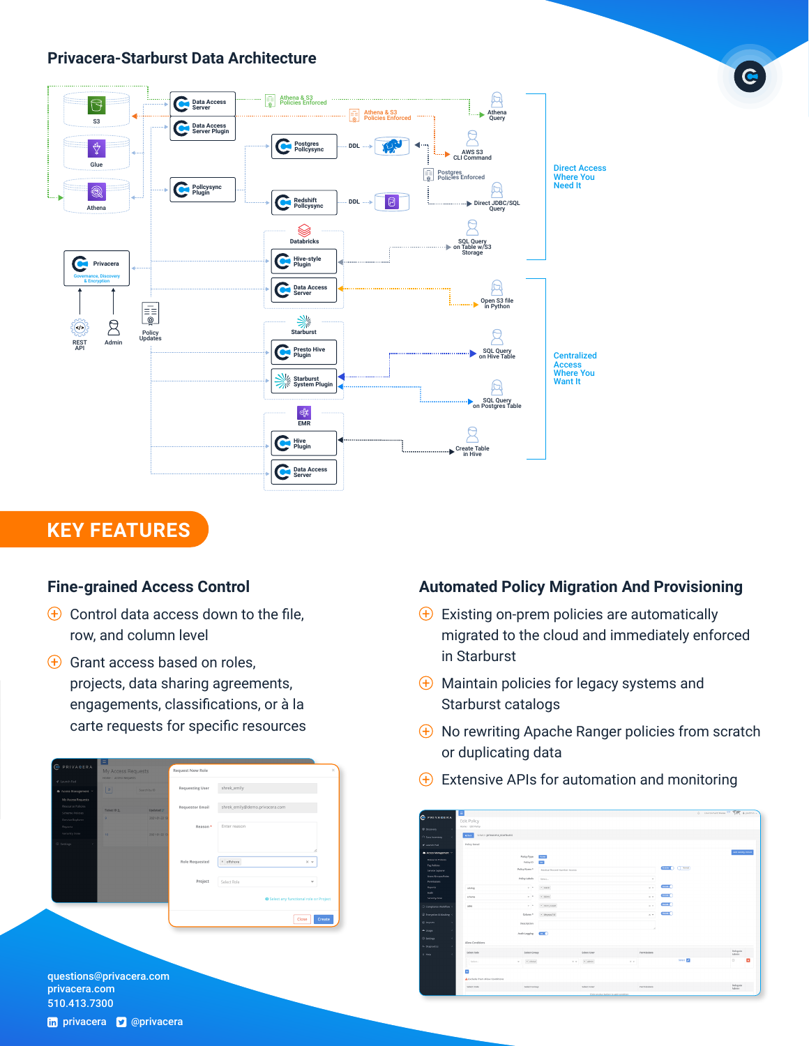## Privacera-Starburst Data Architecture

S3
Glue
Athena
Data Access Server
Data Access Server Plugin
Athena & S3 Policies Enforced
Athena & S3 Policies Enforced
Athena Query
Postgres Policysync
DDL
AWS S3 CLI Command
Postgres Policies Enforced
Policysync Plugin
Redshift Policysync
DDL
Direct JDBC/SQL Query
Direct Access Where You Need It
Databricks
Hive-style Plugin
SQL Query on Table w/S3 Storage
Privacera
Governance, Discovery & Encryption
Data Access Server
Open S3 file in Python
REST API
Admin
Policy Updates
Starburst
Presto Hive Plugin
SQL Query on Hive Table
Starburst System Plugin
Centralized Access Where You Want It
SQL Query on Postgres Table
EMR
Hive Plugin
Create Table in Hive
Data Access Server

# KEY FEATURES

## Fine-grained Access Control

- Control data access down to the file, row, and column level
- Grant access based on roles, projects, data sharing agreements, engagements, classifications, or à la carte requests for specific resources

## Automated Policy Migration And Provisioning

- Existing on-prem policies are automatically migrated to the cloud and immediately enforced in Starburst
- Maintain policies for legacy systems and Starburst catalogs
- No rewriting Apache Ranger policies from scratch or duplicating data
- Extensive APIs for automation and monitoring

questions@privacera.com
privacera.com
510.413.7300
privacera @privacera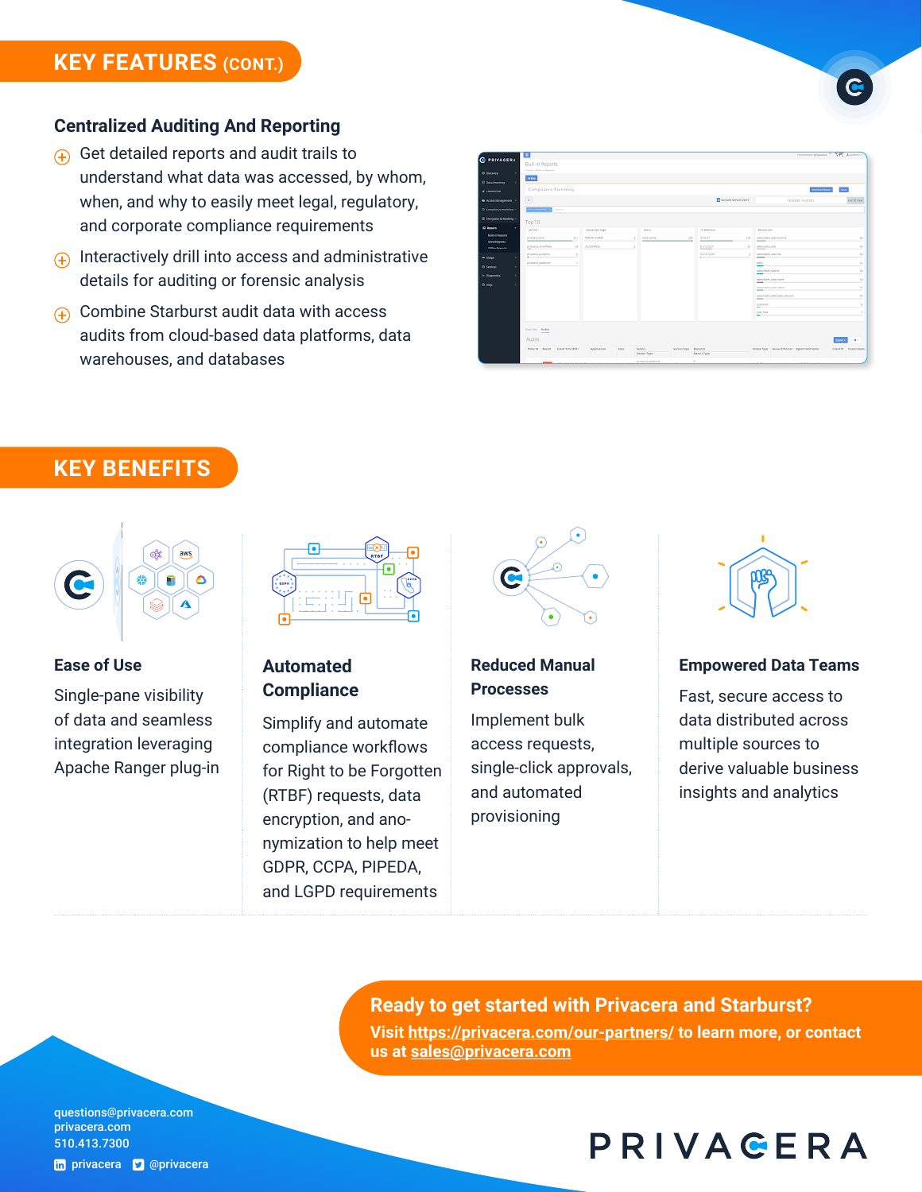## KEY FEATURES (CONT.)

### Centralized Auditing And Reporting

- Get detailed reports and audit trails to understand what data was accessed, by whom, when, and why to easily meet legal, regulatory, and corporate compliance requirements
- Interactively drill into access and administrative details for auditing or forensic analysis
- Combine Starburst audit data with access audits from cloud-based data platforms, data warehouses, and databases

## KEY BENEFITS

### Ease of Use

Single-pane visibility of data and seamless integration leveraging Apache Ranger plug-in

### Automated Compliance

Simplify and automate compliance workflows for Right to be Forgotten (RTBF) requests, data encryption, and anonymization to help meet GDPR, CCPA, PIPEDA, and LGPD requirements

### Reduced Manual Processes

Implement bulk access requests, single-click approvals, and automated provisioning

### Empowered Data Teams

Fast, secure access to data distributed across multiple sources to derive valuable business insights and analytics

**Ready to get started with Privacera and Starburst?**

**Visit https://privacera.com/our-partners/ to learn more, or contact us at sales@privacera.com**

questions@privacera.com
privacera.com
510.413.7300

privacera @privacera

PRIVACERA